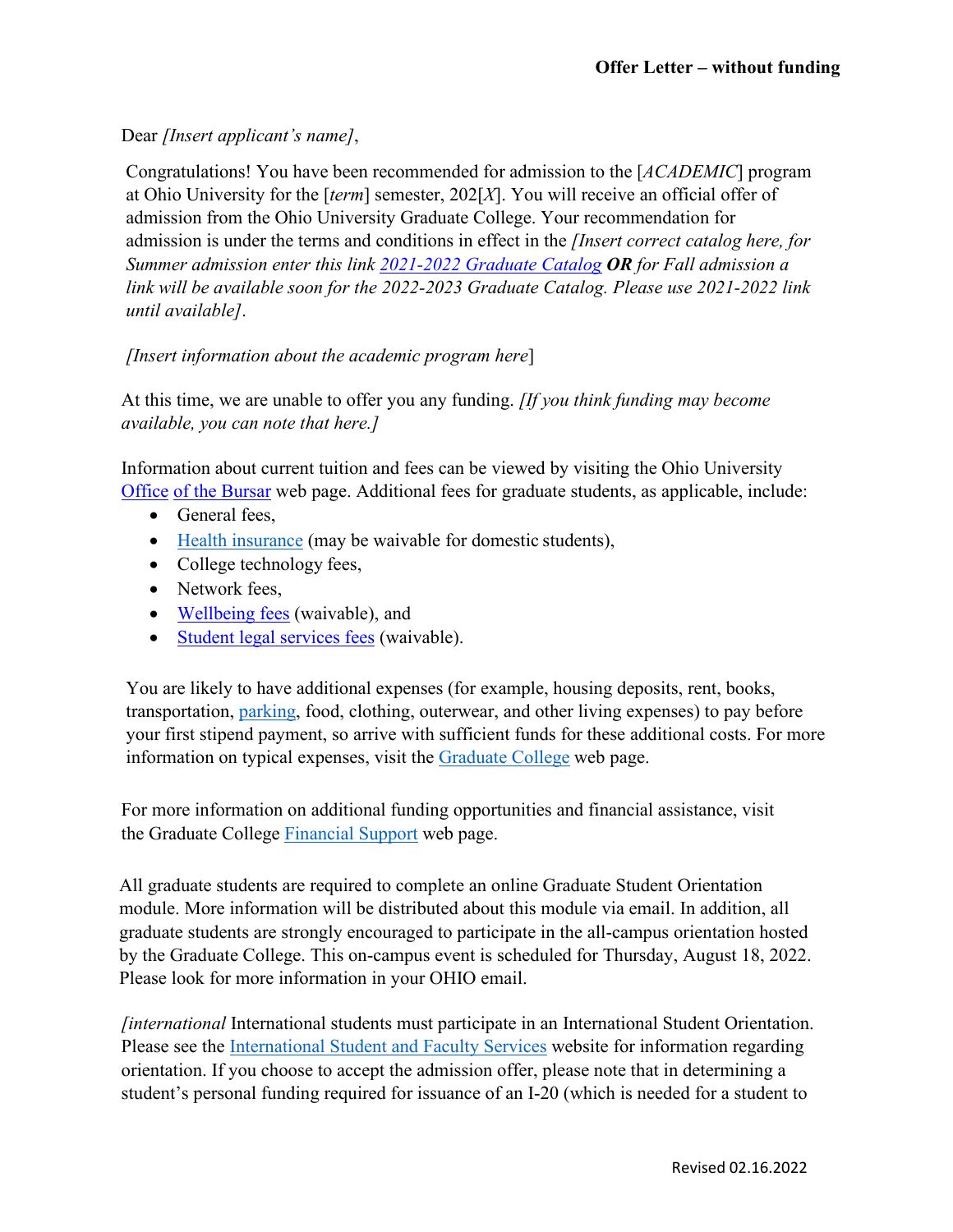**Offer Letter – without funding**

Dear *[Insert applicant's name]*,

Congratulations! You have been recommended for admission to the [*ACADEMIC*] program at Ohio University for the [*term*] semester, 202[*X*]. You will receive an official offer of admission from the Ohio University Graduate College. Your recommendation for admission is under the terms and conditions in effect in the *[Insert correct catalog here, for Summer admission enter this link 2021-2022 Graduate Catalog* ***OR*** *for Fall admission a link will be available soon for the 2022-2023 Graduate Catalog. Please use 2021-2022 link until available]*.

*[Insert information about the academic program here*]

At this time, we are unable to offer you any funding. *[If you think funding may become available, you can note that here.]*

Information about current tuition and fees can be viewed by visiting the Ohio University Office of the Bursar web page. Additional fees for graduate students, as applicable, include:

- General fees,
- Health insurance (may be waivable for domestic students),
- College technology fees,
- Network fees,
- Wellbeing fees (waivable), and
- Student legal services fees (waivable).

You are likely to have additional expenses (for example, housing deposits, rent, books, transportation, parking, food, clothing, outerwear, and other living expenses) to pay before your first stipend payment, so arrive with sufficient funds for these additional costs. For more information on typical expenses, visit the Graduate College web page.

For more information on additional funding opportunities and financial assistance, visit the Graduate College Financial Support web page.

All graduate students are required to complete an online Graduate Student Orientation module. More information will be distributed about this module via email. In addition, all graduate students are strongly encouraged to participate in the all-campus orientation hosted by the Graduate College. This on-campus event is scheduled for Thursday, August 18, 2022. Please look for more information in your OHIO email.

*[international* International students must participate in an International Student Orientation. Please see the International Student and Faculty Services website for information regarding orientation. If you choose to accept the admission offer, please note that in determining a student's personal funding required for issuance of an I-20 (which is needed for a student to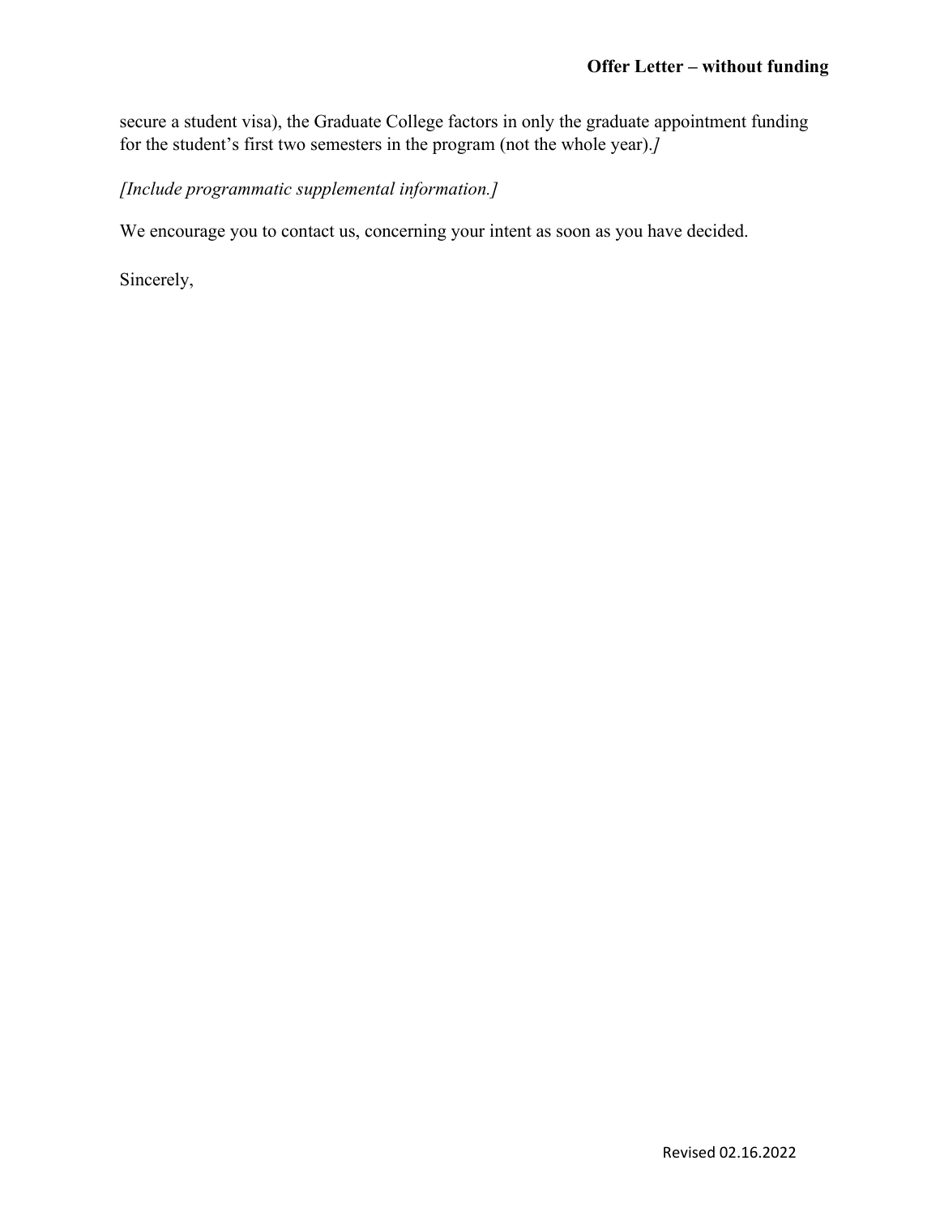*secure a student visa), the Graduate College factors in only the graduate appointment funding for the student's first two semesters in the program (not the whole year).]*

*[Include programmatic supplemental information.]*

We encourage you to contact us, concerning your intent as soon as you have decided.

Sincerely,